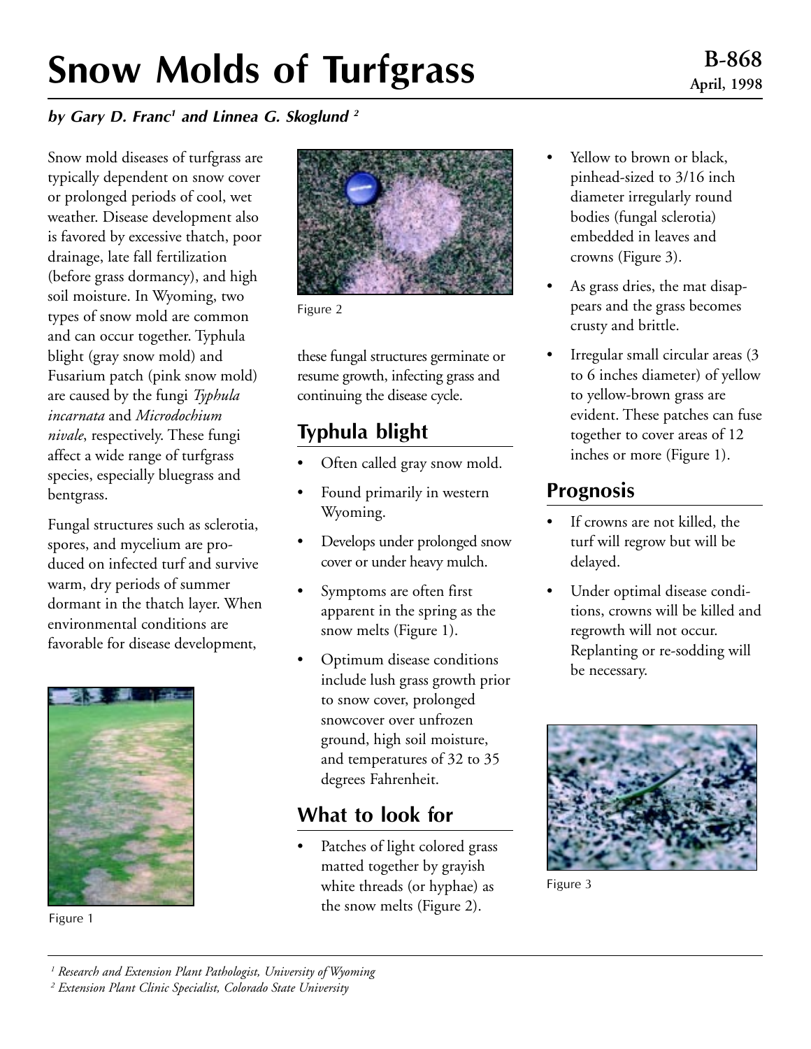# Snow Molds of Turfgrass

**B-868**
**April, 1998**

***by Gary D. Franc[1] and Linnea G. Skoglund[2]***

Snow mold diseases of turfgrass are typically dependent on snow cover or prolonged periods of cool, wet weather. Disease development also is favored by excessive thatch, poor drainage, late fall fertilization (before grass dormancy), and high soil moisture. In Wyoming, two types of snow mold are common and can occur together. Typhula blight (gray snow mold) and Fusarium patch (pink snow mold) are caused by the fungi *Typhula incarnata* and *Microdochium nivale*, respectively. These fungi affect a wide range of turfgrass species, especially bluegrass and bentgrass.

Fungal structures such as sclerotia, spores, and mycelium are produced on infected turf and survive warm, dry periods of summer dormant in the thatch layer. When environmental conditions are favorable for disease development, these fungal structures germinate or resume growth, infecting grass and continuing the disease cycle.

Figure 1

Figure 2

## Typhula blight

- Often called gray snow mold.
- Found primarily in western Wyoming.
- Develops under prolonged snow cover or under heavy mulch.
- Symptoms are often first apparent in the spring as the snow melts (Figure 1).
- Optimum disease conditions include lush grass growth prior to snow cover, prolonged snowcover over unfrozen ground, high soil moisture, and temperatures of 32 to 35 degrees Fahrenheit.

## What to look for

- Patches of light colored grass matted together by grayish white threads (or hyphae) as the snow melts (Figure 2).
- Yellow to brown or black, pinhead-sized to 3/16 inch diameter irregularly round bodies (fungal sclerotia) embedded in leaves and crowns (Figure 3).
- As grass dries, the mat disappears and the grass becomes crusty and brittle.
- Irregular small circular areas (3 to 6 inches diameter) of yellow to yellow-brown grass are evident. These patches can fuse together to cover areas of 12 inches or more (Figure 1).

## Prognosis

- If crowns are not killed, the turf will regrow but will be delayed.
- Under optimal disease conditions, crowns will be killed and regrowth will not occur. Replanting or re-sodding will be necessary.

Figure 3

---

[1] *Research and Extension Plant Pathologist, University of Wyoming*
[2] *Extension Plant Clinic Specialist, Colorado State University*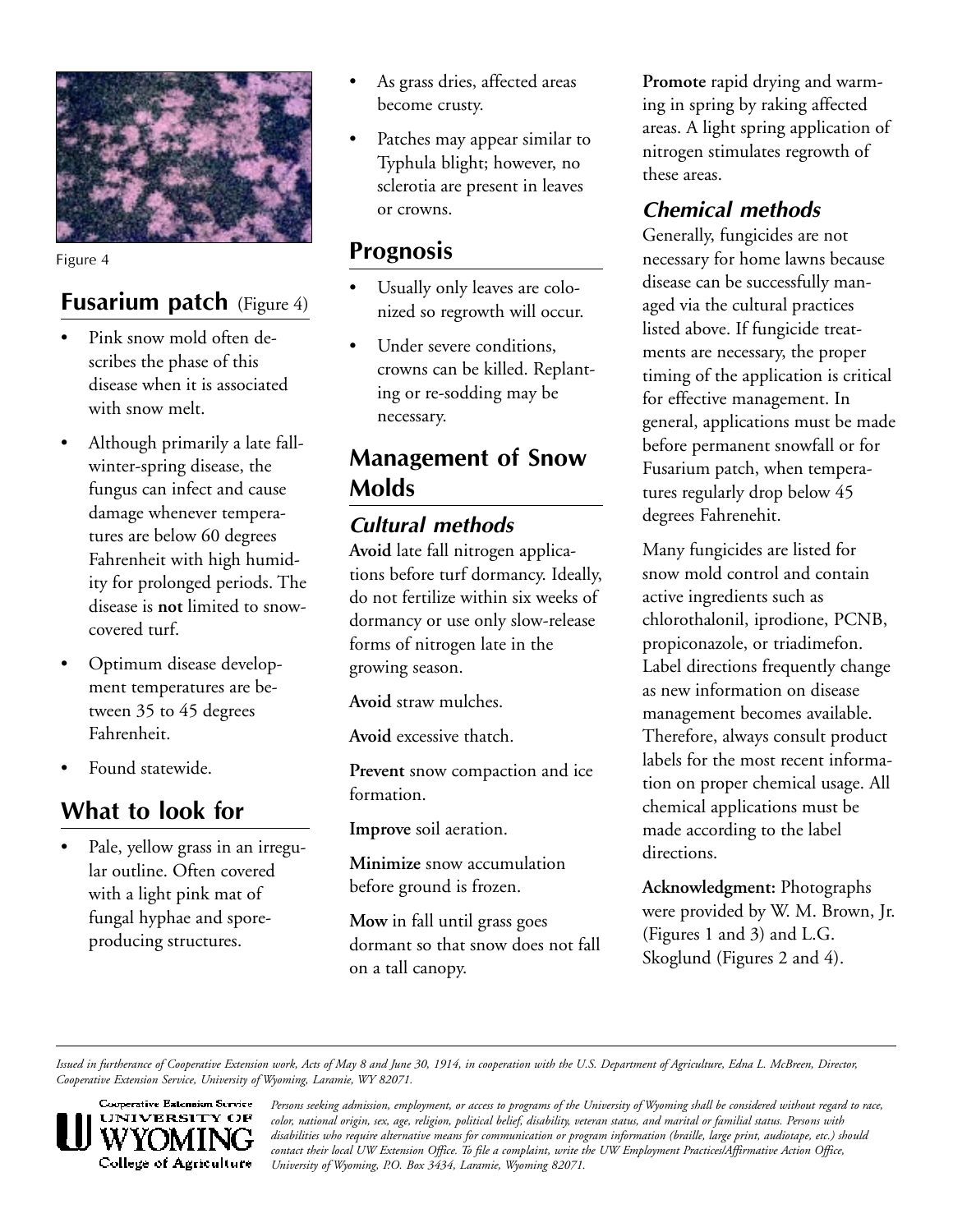Figure 4

## Fusarium patch (Figure 4)

- Pink snow mold often describes the phase of this disease when it is associated with snow melt.
- Although primarily a late fall-winter-spring disease, the fungus can infect and cause damage whenever temperatures are below 60 degrees Fahrenheit with high humidity for prolonged periods. The disease is **not** limited to snow-covered turf.
- Optimum disease development temperatures are between 35 to 45 degrees Fahrenheit.
- Found statewide.

## What to look for

- Pale, yellow grass in an irregular outline. Often covered with a light pink mat of fungal hyphae and spore-producing structures.
- As grass dries, affected areas become crusty.
- Patches may appear similar to Typhula blight; however, no sclerotia are present in leaves or crowns.

## Prognosis

- Usually only leaves are colonized so regrowth will occur.
- Under severe conditions, crowns can be killed. Replanting or re-sodding may be necessary.

## Management of Snow Molds

### *Cultural methods*

**Avoid** late fall nitrogen applications before turf dormancy. Ideally, do not fertilize within six weeks of dormancy or use only slow-release forms of nitrogen late in the growing season.

**Avoid** straw mulches.

**Avoid** excessive thatch.

**Prevent** snow compaction and ice formation.

**Improve** soil aeration.

**Minimize** snow accumulation before ground is frozen.

**Mow** in fall until grass goes dormant so that snow does not fall on a tall canopy.

**Promote** rapid drying and warming in spring by raking affected areas. A light spring application of nitrogen stimulates regrowth of these areas.

### *Chemical methods*

Generally, fungicides are not necessary for home lawns because disease can be successfully managed via the cultural practices listed above. If fungicide treatments are necessary, the proper timing of the application is critical for effective management. In general, applications must be made before permanent snowfall or for Fusarium patch, when temperatures regularly drop below 45 degrees Fahrenehit.

Many fungicides are listed for snow mold control and contain active ingredients such as chlorothalonil, iprodione, PCNB, propiconazole, or triadimefon. Label directions frequently change as new information on disease management becomes available. Therefore, always consult product labels for the most recent information on proper chemical usage. All chemical applications must be made according to the label directions.

**Acknowledgment:** Photographs were provided by W. M. Brown, Jr. (Figures 1 and 3) and L.G. Skoglund (Figures 2 and 4).

*Issued in furtherance of Cooperative Extension work, Acts of May 8 and June 30, 1914, in cooperation with the U.S. Department of Agriculture, Edna L. McBreen, Director, Cooperative Extension Service, University of Wyoming, Laramie, WY 82071.*

Cooperative Extension Service
UNIVERSITY OF WYOMING
College of Agriculture

*Persons seeking admission, employment, or access to programs of the University of Wyoming shall be considered without regard to race, color, national origin, sex, age, religion, political belief, disability, veteran status, and marital or familial status. Persons with disabilities who require alternative means for communication or program information (braille, large print, audiotape, etc.) should contact their local UW Extension Office. To file a complaint, write the UW Employment Practices/Affirmative Action Office, University of Wyoming, P.O. Box 3434, Laramie, Wyoming 82071.*